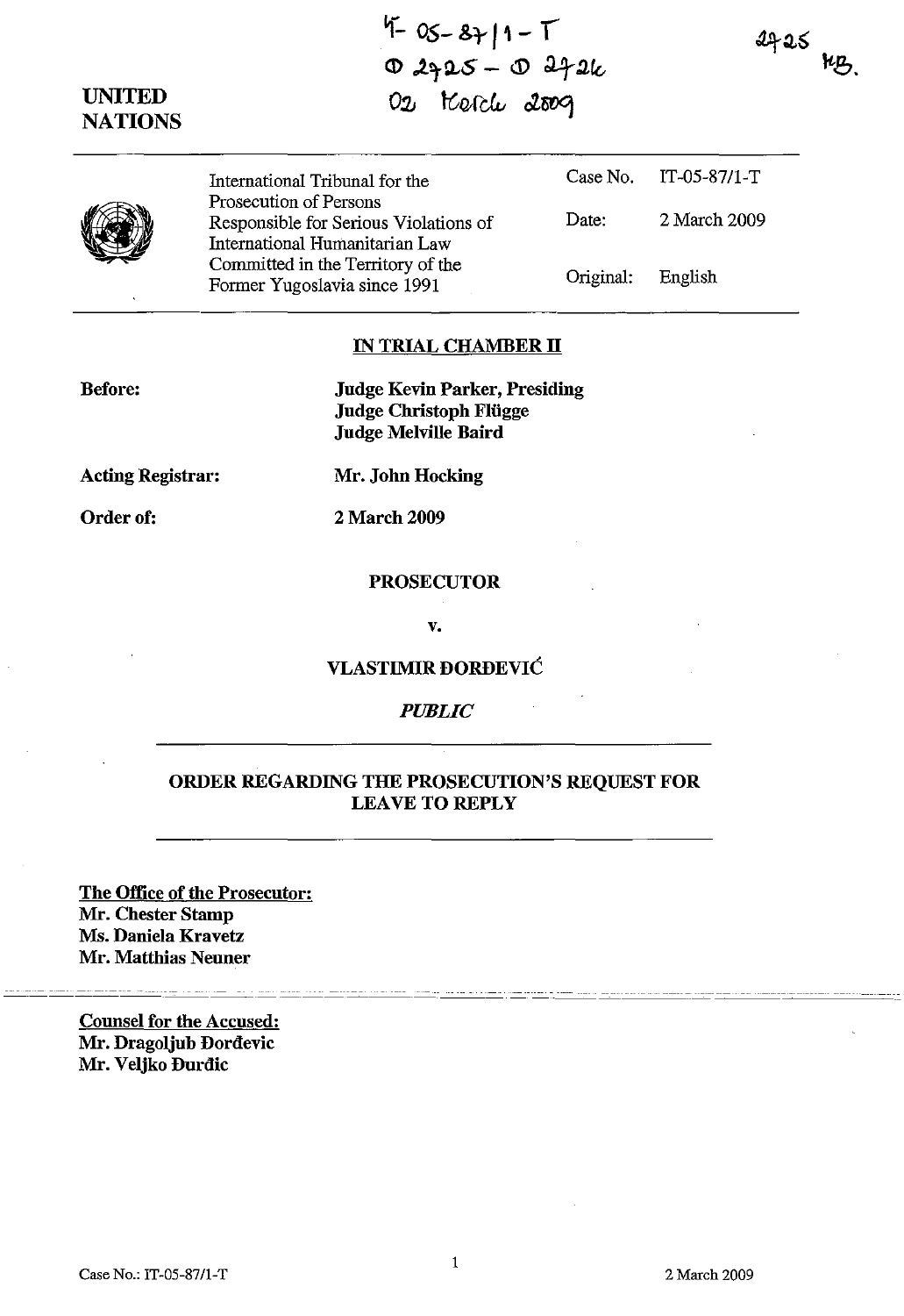IT-05-87/1-T
D 2725 - D 2726
02 March 2009

2725
MB.

UNITED NATIONS

| | International Tribunal for the Prosecution of Persons Responsible for Serious Violations of International Humanitarian Law Committed in the Territory of the Former Yugoslavia since 1991 | Case No. | IT-05-87/1-T |
|---|---|---|---|
| | | Date: | 2 March 2009 |
| | | Original: | English |

## IN TRIAL CHAMBER II

**Before:** **Judge Kevin Parker, Presiding**
**Judge Christoph Flügge**
**Judge Melville Baird**

**Acting Registrar:** **Mr. John Hocking**

**Order of:** **2 March 2009**

**PROSECUTOR**

**v.**

**VLASTIMIR ĐORĐEVIĆ**

***PUBLIC***

## ORDER REGARDING THE PROSECUTION'S REQUEST FOR LEAVE TO REPLY

**The Office of the Prosecutor:**
**Mr. Chester Stamp**
**Ms. Daniela Kravetz**
**Mr. Matthias Neuner**

**Counsel for the Accused:**
**Mr. Dragoljub Đorđevic**
**Mr. Veljko Đurđic**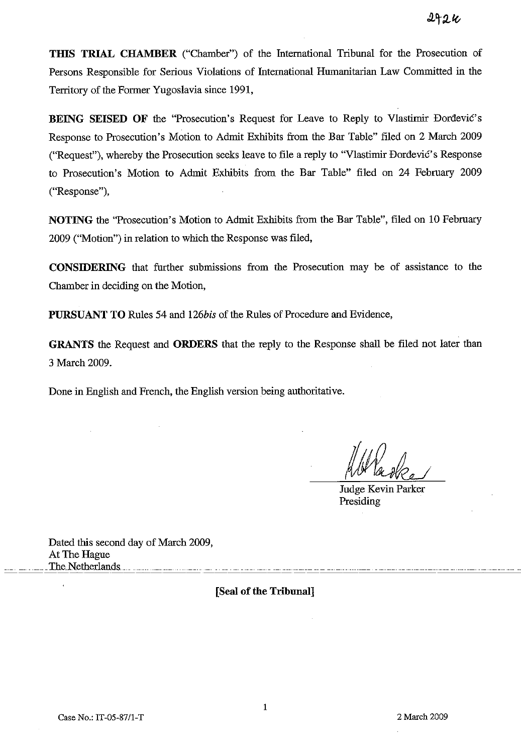**THIS TRIAL CHAMBER** ("Chamber") of the International Tribunal for the Prosecution of Persons Responsible for Serious Violations of International Humanitarian Law Committed in the Territory of the Former Yugoslavia since 1991,

**BEING SEISED OF** the "Prosecution's Request for Leave to Reply to Vlastimir Đorđević's Response to Prosecution's Motion to Admit Exhibits from the Bar Table" filed on 2 March 2009 ("Request"), whereby the Prosecution seeks leave to file a reply to "Vlastimir Đorđević's Response to Prosecution's Motion to Admit Exhibits from the Bar Table" filed on 24 February 2009 ("Response"),

**NOTING** the "Prosecution's Motion to Admit Exhibits from the Bar Table", filed on 10 February 2009 ("Motion") in relation to which the Response was filed,

**CONSIDERING** that further submissions from the Prosecution may be of assistance to the Chamber in deciding on the Motion,

**PURSUANT TO** Rules 54 and 126*bis* of the Rules of Procedure and Evidence,

**GRANTS** the Request and **ORDERS** that the reply to the Response shall be filed not later than 3 March 2009.

Done in English and French, the English version being authoritative.

Judge Kevin Parker
Presiding

Dated this second day of March 2009,
At The Hague
The Netherlands

**[Seal of the Tribunal]**